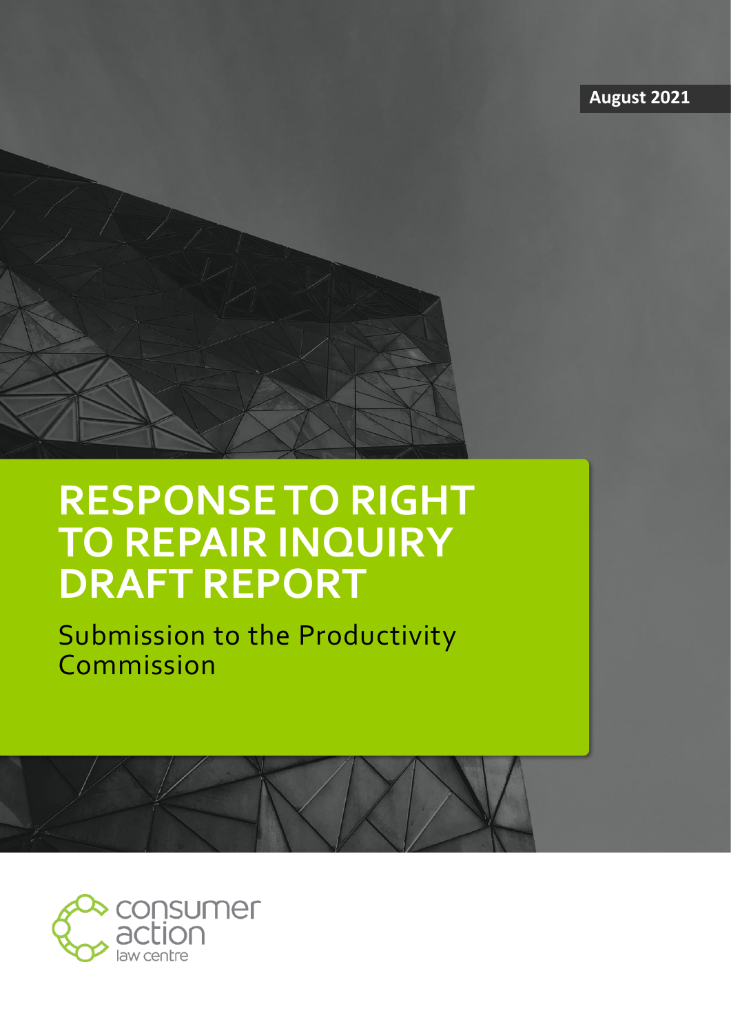August 2021

# RESPONSE TO RIGHT TO REPAIR INQUIRY DRAFT REPORT

Submission to the Productivity Commission

consumer action law centre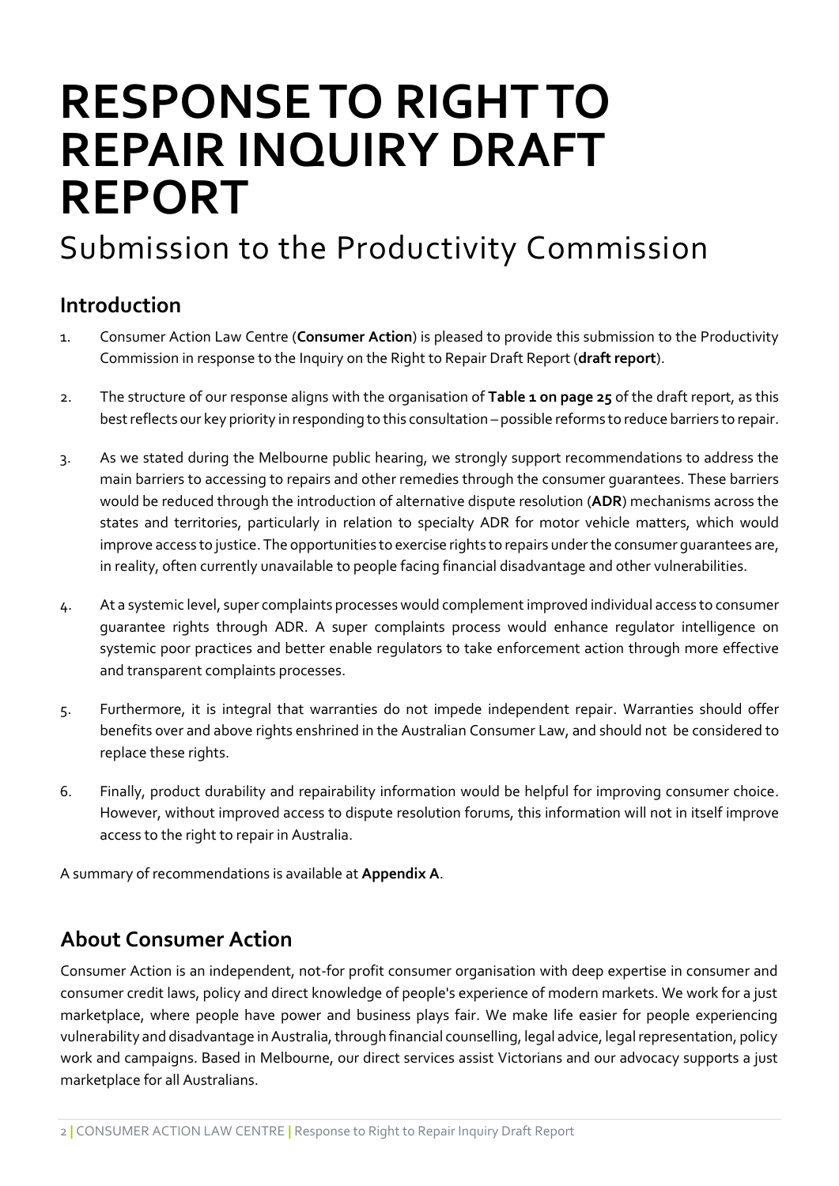# RESPONSE TO RIGHT TO REPAIR INQUIRY DRAFT REPORT

## Submission to the Productivity Commission

### Introduction

1. Consumer Action Law Centre (**Consumer Action**) is pleased to provide this submission to the Productivity Commission in response to the Inquiry on the Right to Repair Draft Report (**draft report**).

2. The structure of our response aligns with the organisation of **Table 1 on page 25** of the draft report, as this best reflects our key priority in responding to this consultation – possible reforms to reduce barriers to repair.

3. As we stated during the Melbourne public hearing, we strongly support recommendations to address the main barriers to accessing to repairs and other remedies through the consumer guarantees. These barriers would be reduced through the introduction of alternative dispute resolution (**ADR**) mechanisms across the states and territories, particularly in relation to specialty ADR for motor vehicle matters, which would improve access to justice. The opportunities to exercise rights to repairs under the consumer guarantees are, in reality, often currently unavailable to people facing financial disadvantage and other vulnerabilities.

4. At a systemic level, super complaints processes would complement improved individual access to consumer guarantee rights through ADR. A super complaints process would enhance regulator intelligence on systemic poor practices and better enable regulators to take enforcement action through more effective and transparent complaints processes.

5. Furthermore, it is integral that warranties do not impede independent repair. Warranties should offer benefits over and above rights enshrined in the Australian Consumer Law, and should not be considered to replace these rights.

6. Finally, product durability and repairability information would be helpful for improving consumer choice. However, without improved access to dispute resolution forums, this information will not in itself improve access to the right to repair in Australia.

A summary of recommendations is available at **Appendix A**.

### About Consumer Action

Consumer Action is an independent, not-for profit consumer organisation with deep expertise in consumer and consumer credit laws, policy and direct knowledge of people's experience of modern markets. We work for a just marketplace, where people have power and business plays fair. We make life easier for people experiencing vulnerability and disadvantage in Australia, through financial counselling, legal advice, legal representation, policy work and campaigns. Based in Melbourne, our direct services assist Victorians and our advocacy supports a just marketplace for all Australians.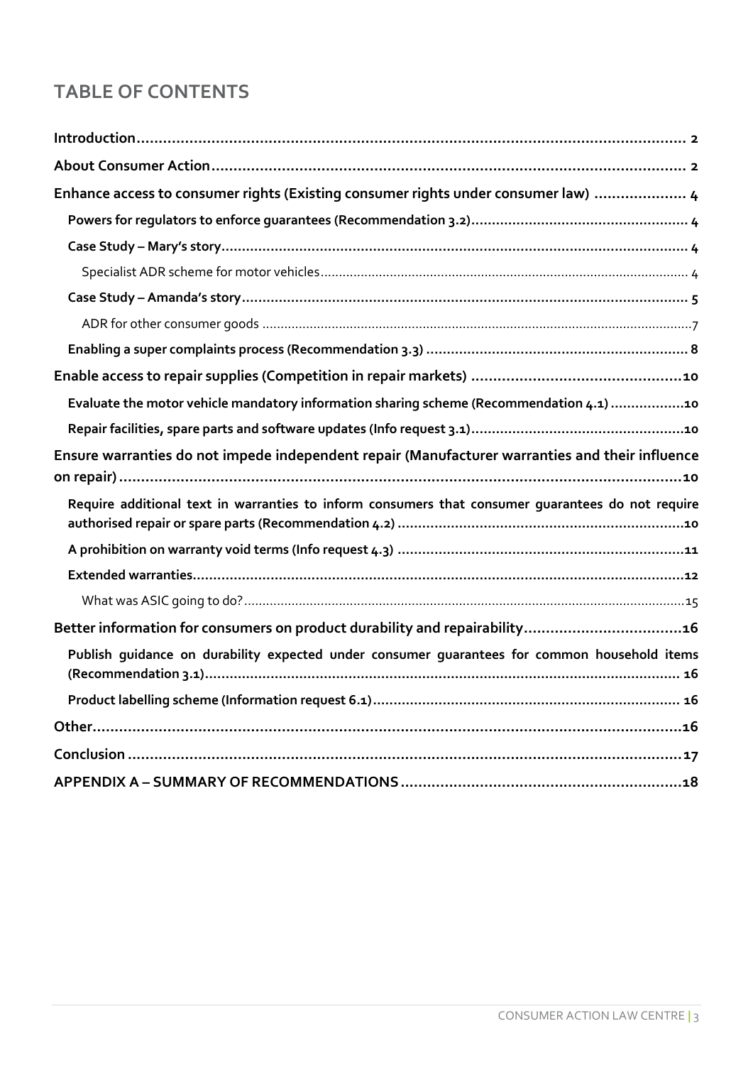## TABLE OF CONTENTS

**Introduction** ..... 2

**About Consumer Action** ..... 2

**Enhance access to consumer rights (Existing consumer rights under consumer law)** ..... 4

- **Powers for regulators to enforce guarantees (Recommendation 3.2)** ..... 4
- **Case Study – Mary's story** ..... 4
  - Specialist ADR scheme for motor vehicles ..... 4
- **Case Study – Amanda's story** ..... 5
  - ADR for other consumer goods ..... 7
- **Enabling a super complaints process (Recommendation 3.3)** ..... 8

**Enable access to repair supplies (Competition in repair markets)** ..... 10

- **Evaluate the motor vehicle mandatory information sharing scheme (Recommendation 4.1)** ..... 10
- **Repair facilities, spare parts and software updates (Info request 3.1)** ..... 10

**Ensure warranties do not impede independent repair (Manufacturer warranties and their influence on repair)** ..... 10

- **Require additional text in warranties to inform consumers that consumer guarantees do not require authorised repair or spare parts (Recommendation 4.2)** ..... 10
- **A prohibition on warranty void terms (Info request 4.3)** ..... 11
- **Extended warranties** ..... 12
  - What was ASIC going to do? ..... 15

**Better information for consumers on product durability and repairability** ..... 16

- **Publish guidance on durability expected under consumer guarantees for common household items (Recommendation 3.1)** ..... 16
- **Product labelling scheme (Information request 6.1)** ..... 16

**Other** ..... 16

**Conclusion** ..... 17

**APPENDIX A – SUMMARY OF RECOMMENDATIONS** ..... 18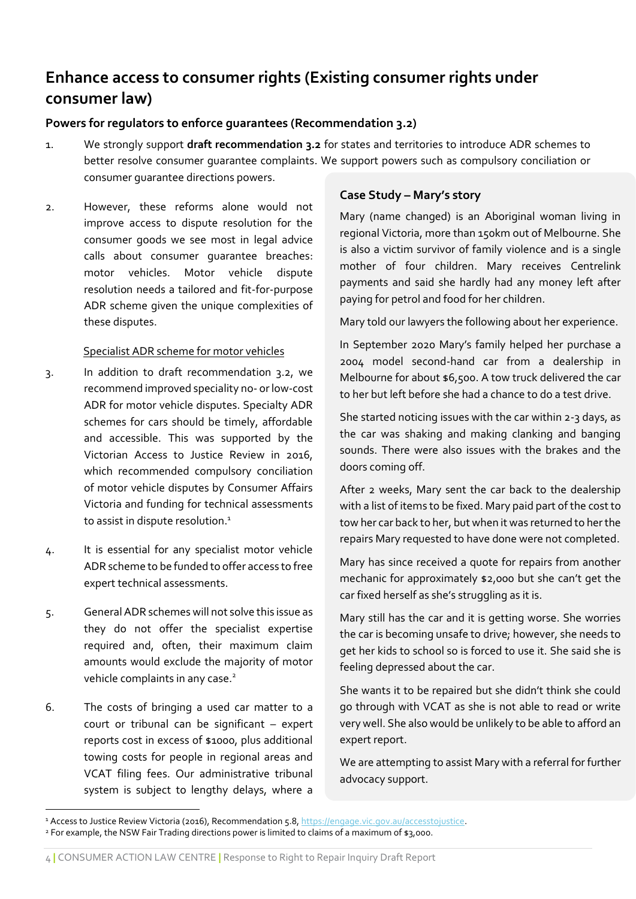## Enhance access to consumer rights (Existing consumer rights under consumer law)

### Powers for regulators to enforce guarantees (Recommendation 3.2)

1. We strongly support **draft recommendation 3.2** for states and territories to introduce ADR schemes to better resolve consumer guarantee complaints. We support powers such as compulsory conciliation or consumer guarantee directions powers.

2. However, these reforms alone would not improve access to dispute resolution for the consumer goods we see most in legal advice calls about consumer guarantee breaches: motor vehicles. Motor vehicle dispute resolution needs a tailored and fit-for-purpose ADR scheme given the unique complexities of these disputes.

<u>Specialist ADR scheme for motor vehicles</u>

3. In addition to draft recommendation 3.2, we recommend improved speciality no- or low-cost ADR for motor vehicle disputes. Specialty ADR schemes for cars should be timely, affordable and accessible. This was supported by the Victorian Access to Justice Review in 2016, which recommended compulsory conciliation of motor vehicle disputes by Consumer Affairs Victoria and funding for technical assessments to assist in dispute resolution.[1]

4. It is essential for any specialist motor vehicle ADR scheme to be funded to offer access to free expert technical assessments.

5. General ADR schemes will not solve this issue as they do not offer the specialist expertise required and, often, their maximum claim amounts would exclude the majority of motor vehicle complaints in any case.[2]

6. The costs of bringing a used car matter to a court or tribunal can be significant – expert reports cost in excess of $1000, plus additional towing costs for people in regional areas and VCAT filing fees. Our administrative tribunal system is subject to lengthy delays, where a

> **Case Study – Mary's story**
>
> Mary (name changed) is an Aboriginal woman living in regional Victoria, more than 150km out of Melbourne. She is also a victim survivor of family violence and is a single mother of four children. Mary receives Centrelink payments and said she hardly had any money left after paying for petrol and food for her children.
>
> Mary told our lawyers the following about her experience.
>
> In September 2020 Mary's family helped her purchase a 2004 model second-hand car from a dealership in Melbourne for about $6,500. A tow truck delivered the car to her but left before she had a chance to do a test drive.
>
> She started noticing issues with the car within 2-3 days, as the car was shaking and making clanking and banging sounds. There were also issues with the brakes and the doors coming off.
>
> After 2 weeks, Mary sent the car back to the dealership with a list of items to be fixed. Mary paid part of the cost to tow her car back to her, but when it was returned to her the repairs Mary requested to have done were not completed.
>
> Mary has since received a quote for repairs from another mechanic for approximately $2,000 but she can't get the car fixed herself as she's struggling as it is.
>
> Mary still has the car and it is getting worse. She worries the car is becoming unsafe to drive; however, she needs to get her kids to school so is forced to use it. She said she is feeling depressed about the car.
>
> She wants it to be repaired but she didn't think she could go through with VCAT as she is not able to read or write very well. She also would be unlikely to be able to afford an expert report.
>
> We are attempting to assist Mary with a referral for further advocacy support.

[1] Access to Justice Review Victoria (2016), Recommendation 5.8, https://engage.vic.gov.au/accesstojustice.

[2] For example, the NSW Fair Trading directions power is limited to claims of a maximum of $3,000.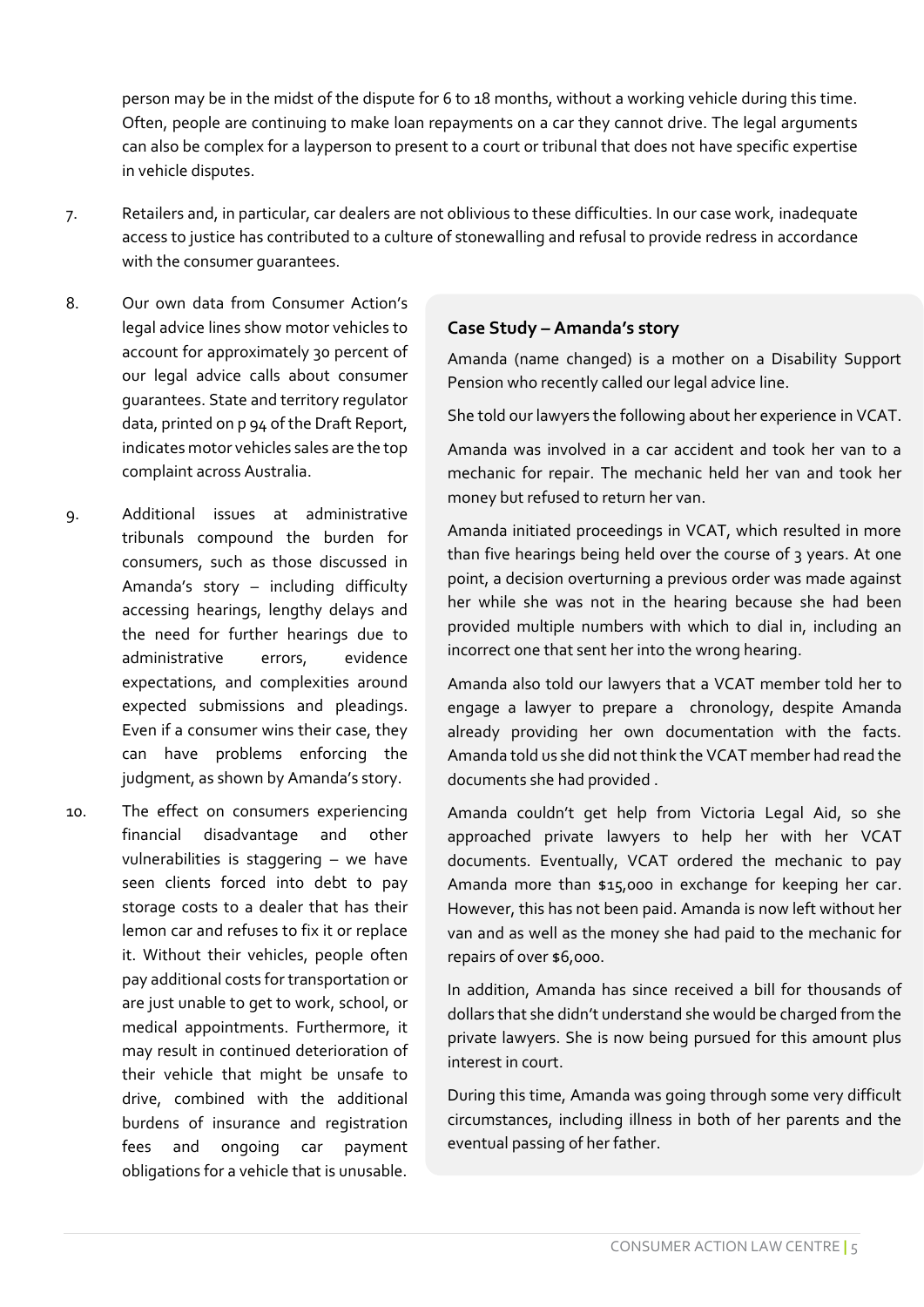person may be in the midst of the dispute for 6 to 18 months, without a working vehicle during this time. Often, people are continuing to make loan repayments on a car they cannot drive. The legal arguments can also be complex for a layperson to present to a court or tribunal that does not have specific expertise in vehicle disputes.

7. Retailers and, in particular, car dealers are not oblivious to these difficulties. In our case work, inadequate access to justice has contributed to a culture of stonewalling and refusal to provide redress in accordance with the consumer guarantees.

8. Our own data from Consumer Action's legal advice lines show motor vehicles to account for approximately 30 percent of our legal advice calls about consumer guarantees. State and territory regulator data, printed on p 94 of the Draft Report, indicates motor vehicles sales are the top complaint across Australia.

9. Additional issues at administrative tribunals compound the burden for consumers, such as those discussed in Amanda's story – including difficulty accessing hearings, lengthy delays and the need for further hearings due to administrative errors, evidence expectations, and complexities around expected submissions and pleadings. Even if a consumer wins their case, they can have problems enforcing the judgment, as shown by Amanda's story.

10. The effect on consumers experiencing financial disadvantage and other vulnerabilities is staggering – we have seen clients forced into debt to pay storage costs to a dealer that has their lemon car and refuses to fix it or replace it. Without their vehicles, people often pay additional costs for transportation or are just unable to get to work, school, or medical appointments. Furthermore, it may result in continued deterioration of their vehicle that might be unsafe to drive, combined with the additional burdens of insurance and registration fees and ongoing car payment obligations for a vehicle that is unusable.

**Case Study – Amanda's story**

Amanda (name changed) is a mother on a Disability Support Pension who recently called our legal advice line.

She told our lawyers the following about her experience in VCAT.

Amanda was involved in a car accident and took her van to a mechanic for repair. The mechanic held her van and took her money but refused to return her van.

Amanda initiated proceedings in VCAT, which resulted in more than five hearings being held over the course of 3 years. At one point, a decision overturning a previous order was made against her while she was not in the hearing because she had been provided multiple numbers with which to dial in, including an incorrect one that sent her into the wrong hearing.

Amanda also told our lawyers that a VCAT member told her to engage a lawyer to prepare a chronology, despite Amanda already providing her own documentation with the facts. Amanda told us she did not think the VCAT member had read the documents she had provided .

Amanda couldn't get help from Victoria Legal Aid, so she approached private lawyers to help her with her VCAT documents. Eventually, VCAT ordered the mechanic to pay Amanda more than $15,000 in exchange for keeping her car. However, this has not been paid. Amanda is now left without her van and as well as the money she had paid to the mechanic for repairs of over $6,000.

In addition, Amanda has since received a bill for thousands of dollars that she didn't understand she would be charged from the private lawyers. She is now being pursued for this amount plus interest in court.

During this time, Amanda was going through some very difficult circumstances, including illness in both of her parents and the eventual passing of her father.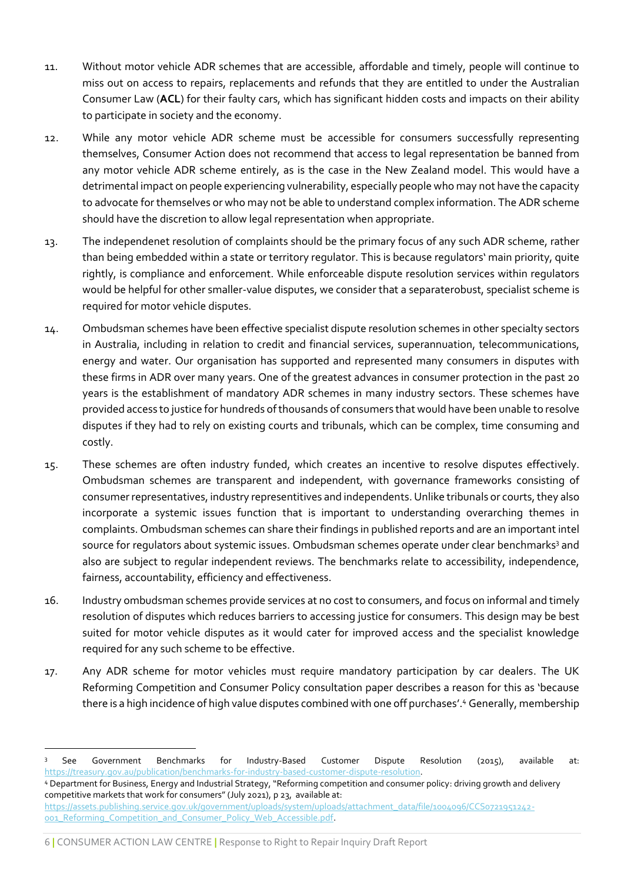11. Without motor vehicle ADR schemes that are accessible, affordable and timely, people will continue to miss out on access to repairs, replacements and refunds that they are entitled to under the Australian Consumer Law (**ACL**) for their faulty cars, which has significant hidden costs and impacts on their ability to participate in society and the economy.

12. While any motor vehicle ADR scheme must be accessible for consumers successfully representing themselves, Consumer Action does not recommend that access to legal representation be banned from any motor vehicle ADR scheme entirely, as is the case in the New Zealand model. This would have a detrimental impact on people experiencing vulnerability, especially people who may not have the capacity to advocate for themselves or who may not be able to understand complex information. The ADR scheme should have the discretion to allow legal representation when appropriate.

13. The independenet resolution of complaints should be the primary focus of any such ADR scheme, rather than being embedded within a state or territory regulator. This is because regulators' main priority, quite rightly, is compliance and enforcement. While enforceable dispute resolution services within regulators would be helpful for other smaller-value disputes, we consider that a separaterobust, specialist scheme is required for motor vehicle disputes.

14. Ombudsman schemes have been effective specialist dispute resolution schemes in other specialty sectors in Australia, including in relation to credit and financial services, superannuation, telecommunications, energy and water. Our organisation has supported and represented many consumers in disputes with these firms in ADR over many years. One of the greatest advances in consumer protection in the past 20 years is the establishment of mandatory ADR schemes in many industry sectors. These schemes have provided access to justice for hundreds of thousands of consumers that would have been unable to resolve disputes if they had to rely on existing courts and tribunals, which can be complex, time consuming and costly.

15. These schemes are often industry funded, which creates an incentive to resolve disputes effectively. Ombudsman schemes are transparent and independent, with governance frameworks consisting of consumer representatives, industry representitives and independents. Unlike tribunals or courts, they also incorporate a systemic issues function that is important to understanding overarching themes in complaints. Ombudsman schemes can share their findings in published reports and are an important intel source for regulators about systemic issues. Ombudsman schemes operate under clear benchmarks[3] and also are subject to regular independent reviews. The benchmarks relate to accessibility, independence, fairness, accountability, efficiency and effectiveness.

16. Industry ombudsman schemes provide services at no cost to consumers, and focus on informal and timely resolution of disputes which reduces barriers to accessing justice for consumers. This design may be best suited for motor vehicle disputes as it would cater for improved access and the specialist knowledge required for any such scheme to be effective.

17. Any ADR scheme for motor vehicles must require mandatory participation by car dealers. The UK Reforming Competition and Consumer Policy consultation paper describes a reason for this as 'because there is a high incidence of high value disputes combined with one off purchases'.[4] Generally, membership

---

[3] See Government Benchmarks for Industry-Based Customer Dispute Resolution (2015), available at: https://treasury.gov.au/publication/benchmarks-for-industry-based-customer-dispute-resolution.

[4] Department for Business, Energy and Industrial Strategy, "Reforming competition and consumer policy: driving growth and delivery competitive markets that work for consumers" (July 2021), p 23, available at: https://assets.publishing.service.gov.uk/government/uploads/system/uploads/attachment_data/file/1004096/CCS0721951242-001_Reforming_Competition_and_Consumer_Policy_Web_Accessible.pdf.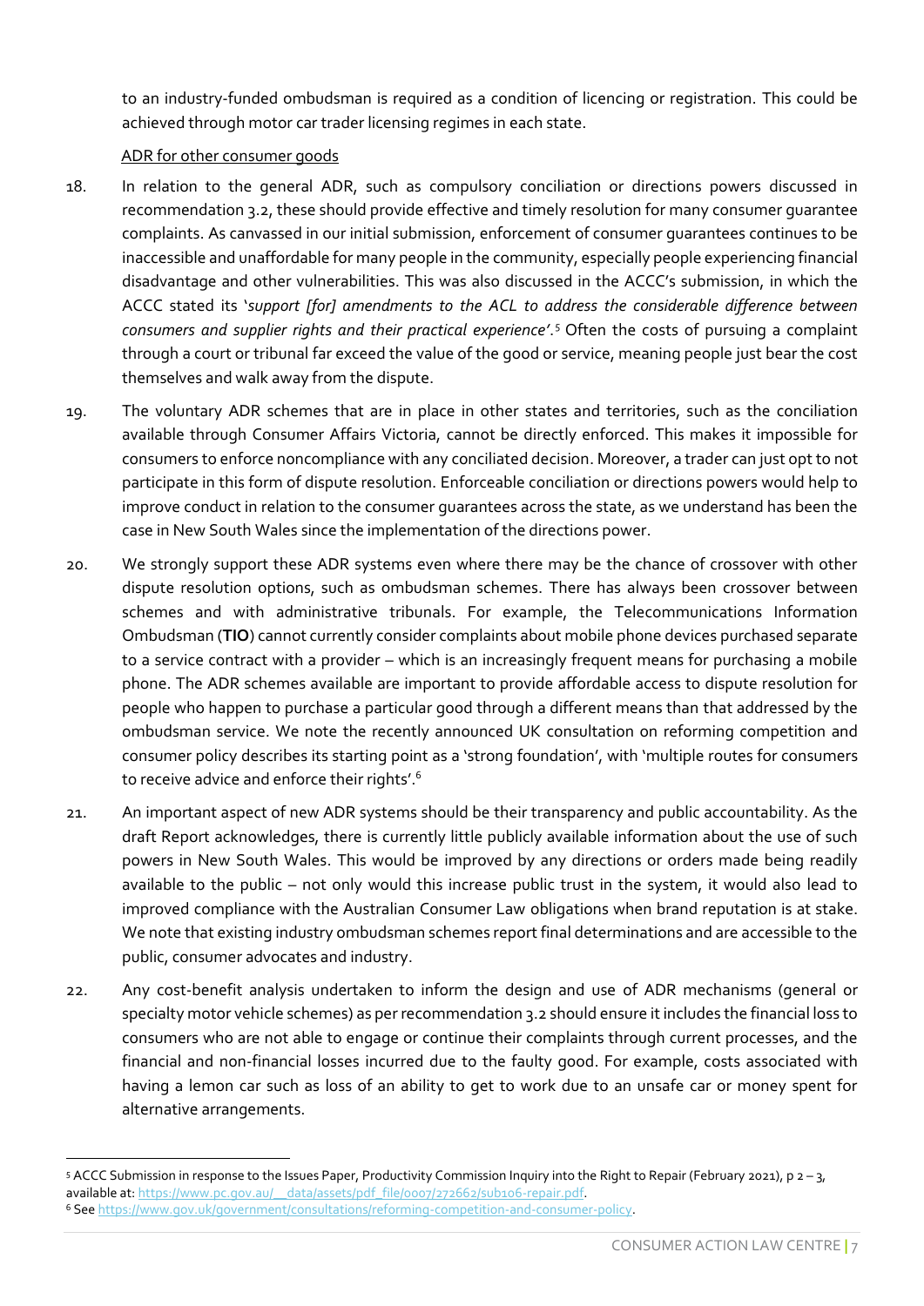to an industry-funded ombudsman is required as a condition of licencing or registration. This could be achieved through motor car trader licensing regimes in each state.

ADR for other consumer goods

18. In relation to the general ADR, such as compulsory conciliation or directions powers discussed in recommendation 3.2, these should provide effective and timely resolution for many consumer guarantee complaints. As canvassed in our initial submission, enforcement of consumer guarantees continues to be inaccessible and unaffordable for many people in the community, especially people experiencing financial disadvantage and other vulnerabilities. This was also discussed in the ACCC's submission, in which the ACCC stated its '*support [for] amendments to the ACL to address the considerable difference between consumers and supplier rights and their practical experience*'.[5] Often the costs of pursuing a complaint through a court or tribunal far exceed the value of the good or service, meaning people just bear the cost themselves and walk away from the dispute.

19. The voluntary ADR schemes that are in place in other states and territories, such as the conciliation available through Consumer Affairs Victoria, cannot be directly enforced. This makes it impossible for consumers to enforce noncompliance with any conciliated decision. Moreover, a trader can just opt to not participate in this form of dispute resolution. Enforceable conciliation or directions powers would help to improve conduct in relation to the consumer guarantees across the state, as we understand has been the case in New South Wales since the implementation of the directions power.

20. We strongly support these ADR systems even where there may be the chance of crossover with other dispute resolution options, such as ombudsman schemes. There has always been crossover between schemes and with administrative tribunals. For example, the Telecommunications Information Ombudsman (**TIO**) cannot currently consider complaints about mobile phone devices purchased separate to a service contract with a provider – which is an increasingly frequent means for purchasing a mobile phone. The ADR schemes available are important to provide affordable access to dispute resolution for people who happen to purchase a particular good through a different means than that addressed by the ombudsman service. We note the recently announced UK consultation on reforming competition and consumer policy describes its starting point as a 'strong foundation', with 'multiple routes for consumers to receive advice and enforce their rights'.[6]

21. An important aspect of new ADR systems should be their transparency and public accountability. As the draft Report acknowledges, there is currently little publicly available information about the use of such powers in New South Wales. This would be improved by any directions or orders made being readily available to the public – not only would this increase public trust in the system, it would also lead to improved compliance with the Australian Consumer Law obligations when brand reputation is at stake. We note that existing industry ombudsman schemes report final determinations and are accessible to the public, consumer advocates and industry.

22. Any cost-benefit analysis undertaken to inform the design and use of ADR mechanisms (general or specialty motor vehicle schemes) as per recommendation 3.2 should ensure it includes the financial loss to consumers who are not able to engage or continue their complaints through current processes, and the financial and non-financial losses incurred due to the faulty good. For example, costs associated with having a lemon car such as loss of an ability to get to work due to an unsafe car or money spent for alternative arrangements.

---

[5] ACCC Submission in response to the Issues Paper, Productivity Commission Inquiry into the Right to Repair (February 2021), p 2 – 3, available at: https://www.pc.gov.au/__data/assets/pdf_file/0007/272662/sub106-repair.pdf.

[6] See https://www.gov.uk/government/consultations/reforming-competition-and-consumer-policy.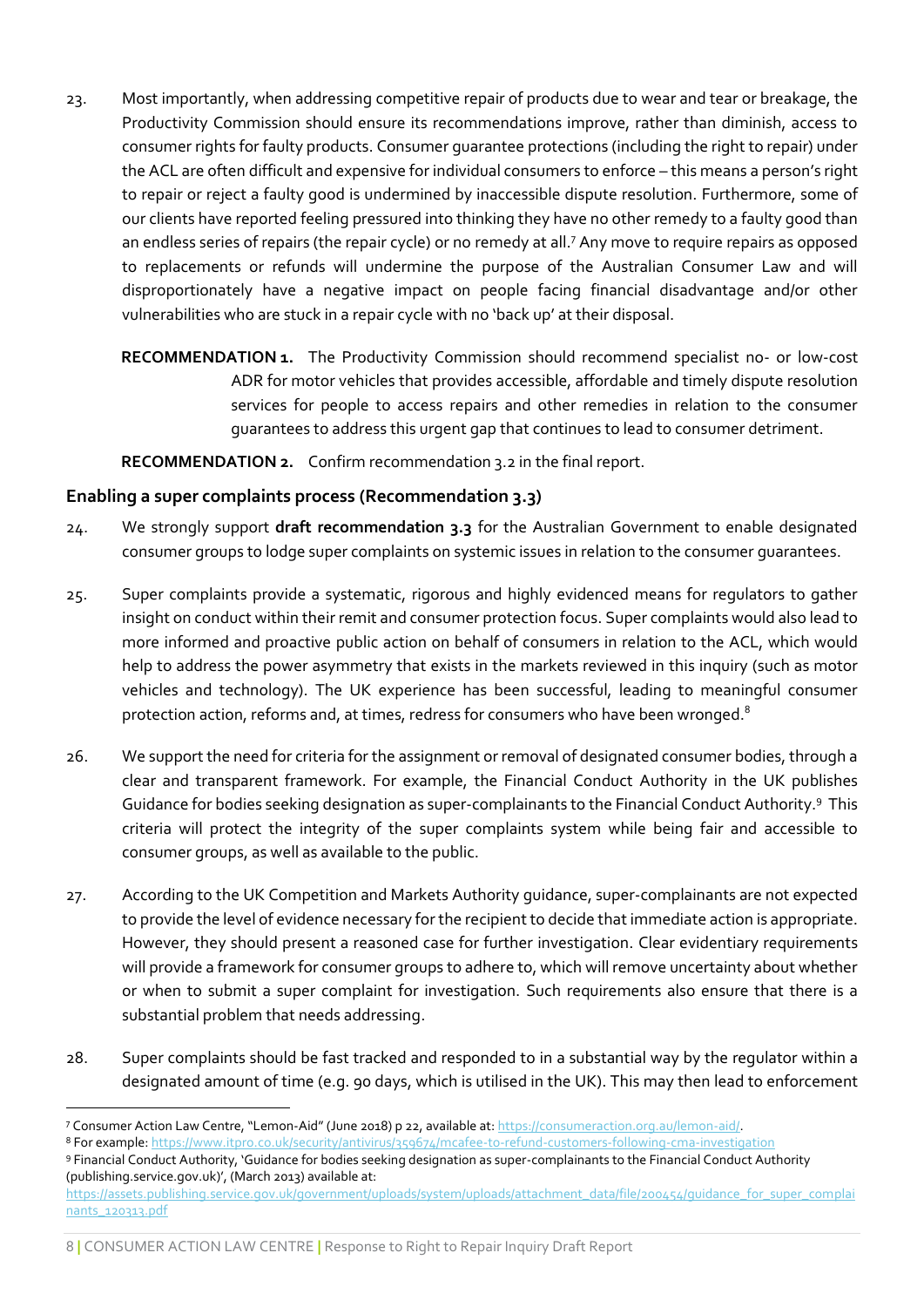23. Most importantly, when addressing competitive repair of products due to wear and tear or breakage, the Productivity Commission should ensure its recommendations improve, rather than diminish, access to consumer rights for faulty products. Consumer guarantee protections (including the right to repair) under the ACL are often difficult and expensive for individual consumers to enforce – this means a person's right to repair or reject a faulty good is undermined by inaccessible dispute resolution. Furthermore, some of our clients have reported feeling pressured into thinking they have no other remedy to a faulty good than an endless series of repairs (the repair cycle) or no remedy at all.[7] Any move to require repairs as opposed to replacements or refunds will undermine the purpose of the Australian Consumer Law and will disproportionately have a negative impact on people facing financial disadvantage and/or other vulnerabilities who are stuck in a repair cycle with no 'back up' at their disposal.

**RECOMMENDATION 1.** The Productivity Commission should recommend specialist no- or low-cost ADR for motor vehicles that provides accessible, affordable and timely dispute resolution services for people to access repairs and other remedies in relation to the consumer guarantees to address this urgent gap that continues to lead to consumer detriment.

**RECOMMENDATION 2.** Confirm recommendation 3.2 in the final report.

## Enabling a super complaints process (Recommendation 3.3)

24. We strongly support **draft recommendation 3.3** for the Australian Government to enable designated consumer groups to lodge super complaints on systemic issues in relation to the consumer guarantees.

25. Super complaints provide a systematic, rigorous and highly evidenced means for regulators to gather insight on conduct within their remit and consumer protection focus. Super complaints would also lead to more informed and proactive public action on behalf of consumers in relation to the ACL, which would help to address the power asymmetry that exists in the markets reviewed in this inquiry (such as motor vehicles and technology). The UK experience has been successful, leading to meaningful consumer protection action, reforms and, at times, redress for consumers who have been wronged.[8]

26. We support the need for criteria for the assignment or removal of designated consumer bodies, through a clear and transparent framework. For example, the Financial Conduct Authority in the UK publishes Guidance for bodies seeking designation as super-complainants to the Financial Conduct Authority.[9] This criteria will protect the integrity of the super complaints system while being fair and accessible to consumer groups, as well as available to the public.

27. According to the UK Competition and Markets Authority guidance, super-complainants are not expected to provide the level of evidence necessary for the recipient to decide that immediate action is appropriate. However, they should present a reasoned case for further investigation. Clear evidentiary requirements will provide a framework for consumer groups to adhere to, which will remove uncertainty about whether or when to submit a super complaint for investigation. Such requirements also ensure that there is a substantial problem that needs addressing.

28. Super complaints should be fast tracked and responded to in a substantial way by the regulator within a designated amount of time (e.g. 90 days, which is utilised in the UK). This may then lead to enforcement

---

[7] Consumer Action Law Centre, "Lemon-Aid" (June 2018) p 22, available at: https://consumeraction.org.au/lemon-aid/.

[8] For example: https://www.itpro.co.uk/security/antivirus/359674/mcafee-to-refund-customers-following-cma-investigation

[9] Financial Conduct Authority, 'Guidance for bodies seeking designation as super-complainants to the Financial Conduct Authority (publishing.service.gov.uk)', (March 2013) available at: https://assets.publishing.service.gov.uk/government/uploads/system/uploads/attachment_data/file/200454/guidance_for_super_complainants_120313.pdf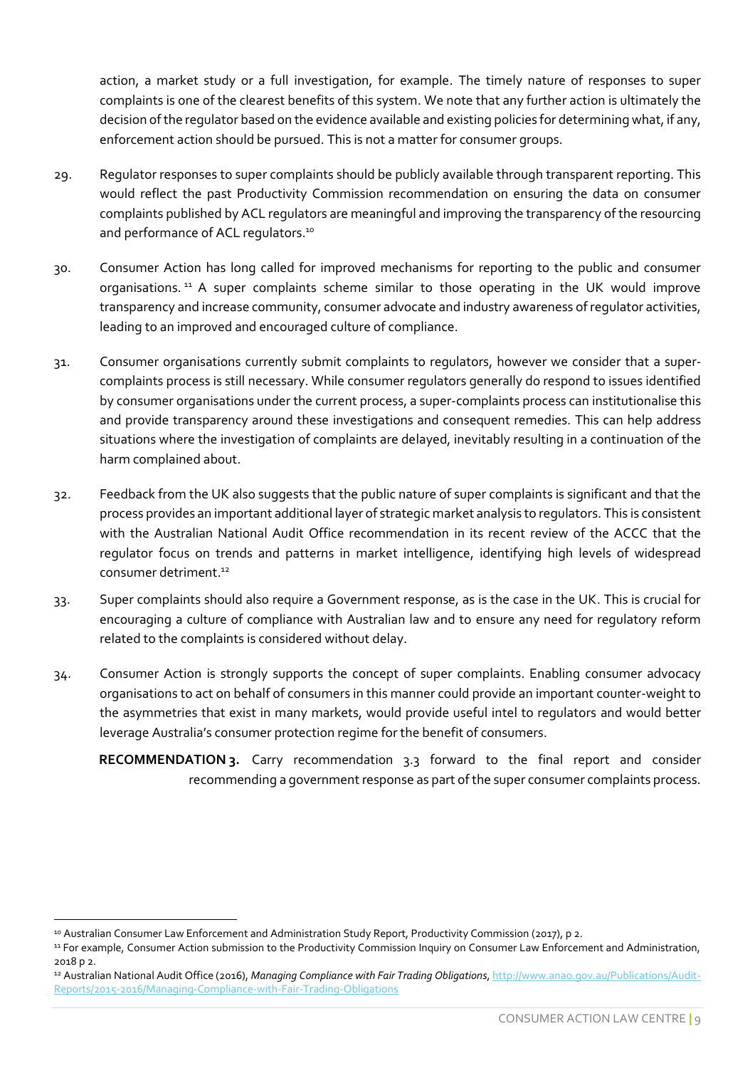action, a market study or a full investigation, for example. The timely nature of responses to super complaints is one of the clearest benefits of this system. We note that any further action is ultimately the decision of the regulator based on the evidence available and existing policies for determining what, if any, enforcement action should be pursued. This is not a matter for consumer groups.

29. Regulator responses to super complaints should be publicly available through transparent reporting. This would reflect the past Productivity Commission recommendation on ensuring the data on consumer complaints published by ACL regulators are meaningful and improving the transparency of the resourcing and performance of ACL regulators.[10]

30. Consumer Action has long called for improved mechanisms for reporting to the public and consumer organisations.[11] A super complaints scheme similar to those operating in the UK would improve transparency and increase community, consumer advocate and industry awareness of regulator activities, leading to an improved and encouraged culture of compliance.

31. Consumer organisations currently submit complaints to regulators, however we consider that a super-complaints process is still necessary. While consumer regulators generally do respond to issues identified by consumer organisations under the current process, a super-complaints process can institutionalise this and provide transparency around these investigations and consequent remedies. This can help address situations where the investigation of complaints are delayed, inevitably resulting in a continuation of the harm complained about.

32. Feedback from the UK also suggests that the public nature of super complaints is significant and that the process provides an important additional layer of strategic market analysis to regulators. This is consistent with the Australian National Audit Office recommendation in its recent review of the ACCC that the regulator focus on trends and patterns in market intelligence, identifying high levels of widespread consumer detriment.[12]

33. Super complaints should also require a Government response, as is the case in the UK. This is crucial for encouraging a culture of compliance with Australian law and to ensure any need for regulatory reform related to the complaints is considered without delay.

34. Consumer Action is strongly supports the concept of super complaints. Enabling consumer advocacy organisations to act on behalf of consumers in this manner could provide an important counter-weight to the asymmetries that exist in many markets, would provide useful intel to regulators and would better leverage Australia's consumer protection regime for the benefit of consumers.

**RECOMMENDATION 3.** Carry recommendation 3.3 forward to the final report and consider recommending a government response as part of the super consumer complaints process.

---

[10] Australian Consumer Law Enforcement and Administration Study Report, Productivity Commission (2017), p 2.

[11] For example, Consumer Action submission to the Productivity Commission Inquiry on Consumer Law Enforcement and Administration, 2018 p 2.

[12] Australian National Audit Office (2016), *Managing Compliance with Fair Trading Obligations*, http://www.anao.gov.au/Publications/Audit-Reports/2015-2016/Managing-Compliance-with-Fair-Trading-Obligations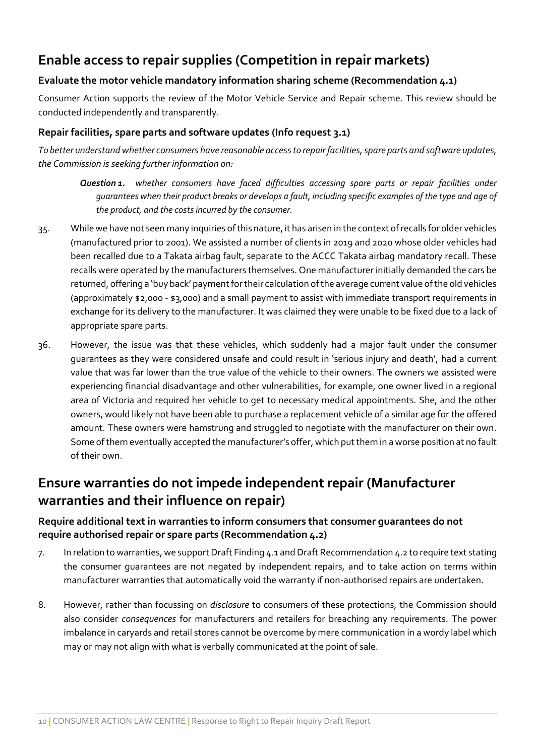## Enable access to repair supplies (Competition in repair markets)

### Evaluate the motor vehicle mandatory information sharing scheme (Recommendation 4.1)

Consumer Action supports the review of the Motor Vehicle Service and Repair scheme. This review should be conducted independently and transparently.

### Repair facilities, spare parts and software updates (Info request 3.1)

*To better understand whether consumers have reasonable access to repair facilities, spare parts and software updates, the Commission is seeking further information on:*

> ***Question 1.*** *whether consumers have faced difficulties accessing spare parts or repair facilities under guarantees when their product breaks or develops a fault, including specific examples of the type and age of the product, and the costs incurred by the consumer.*

35. While we have not seen many inquiries of this nature, it has arisen in the context of recalls for older vehicles (manufactured prior to 2001). We assisted a number of clients in 2019 and 2020 whose older vehicles had been recalled due to a Takata airbag fault, separate to the ACCC Takata airbag mandatory recall. These recalls were operated by the manufacturers themselves. One manufacturer initially demanded the cars be returned, offering a 'buy back' payment for their calculation of the average current value of the old vehicles (approximately $2,000 - $3,000) and a small payment to assist with immediate transport requirements in exchange for its delivery to the manufacturer. It was claimed they were unable to be fixed due to a lack of appropriate spare parts.

36. However, the issue was that these vehicles, which suddenly had a major fault under the consumer guarantees as they were considered unsafe and could result in 'serious injury and death', had a current value that was far lower than the true value of the vehicle to their owners. The owners we assisted were experiencing financial disadvantage and other vulnerabilities, for example, one owner lived in a regional area of Victoria and required her vehicle to get to necessary medical appointments. She, and the other owners, would likely not have been able to purchase a replacement vehicle of a similar age for the offered amount. These owners were hamstrung and struggled to negotiate with the manufacturer on their own. Some of them eventually accepted the manufacturer's offer, which put them in a worse position at no fault of their own.

## Ensure warranties do not impede independent repair (Manufacturer warranties and their influence on repair)

### Require additional text in warranties to inform consumers that consumer guarantees do not require authorised repair or spare parts (Recommendation 4.2)

7. In relation to warranties, we support Draft Finding 4.1 and Draft Recommendation 4.2 to require text stating the consumer guarantees are not negated by independent repairs, and to take action on terms within manufacturer warranties that automatically void the warranty if non-authorised repairs are undertaken.

8. However, rather than focussing on *disclosure* to consumers of these protections, the Commission should also consider *consequences* for manufacturers and retailers for breaching any requirements. The power imbalance in caryards and retail stores cannot be overcome by mere communication in a wordy label which may or may not align with what is verbally communicated at the point of sale.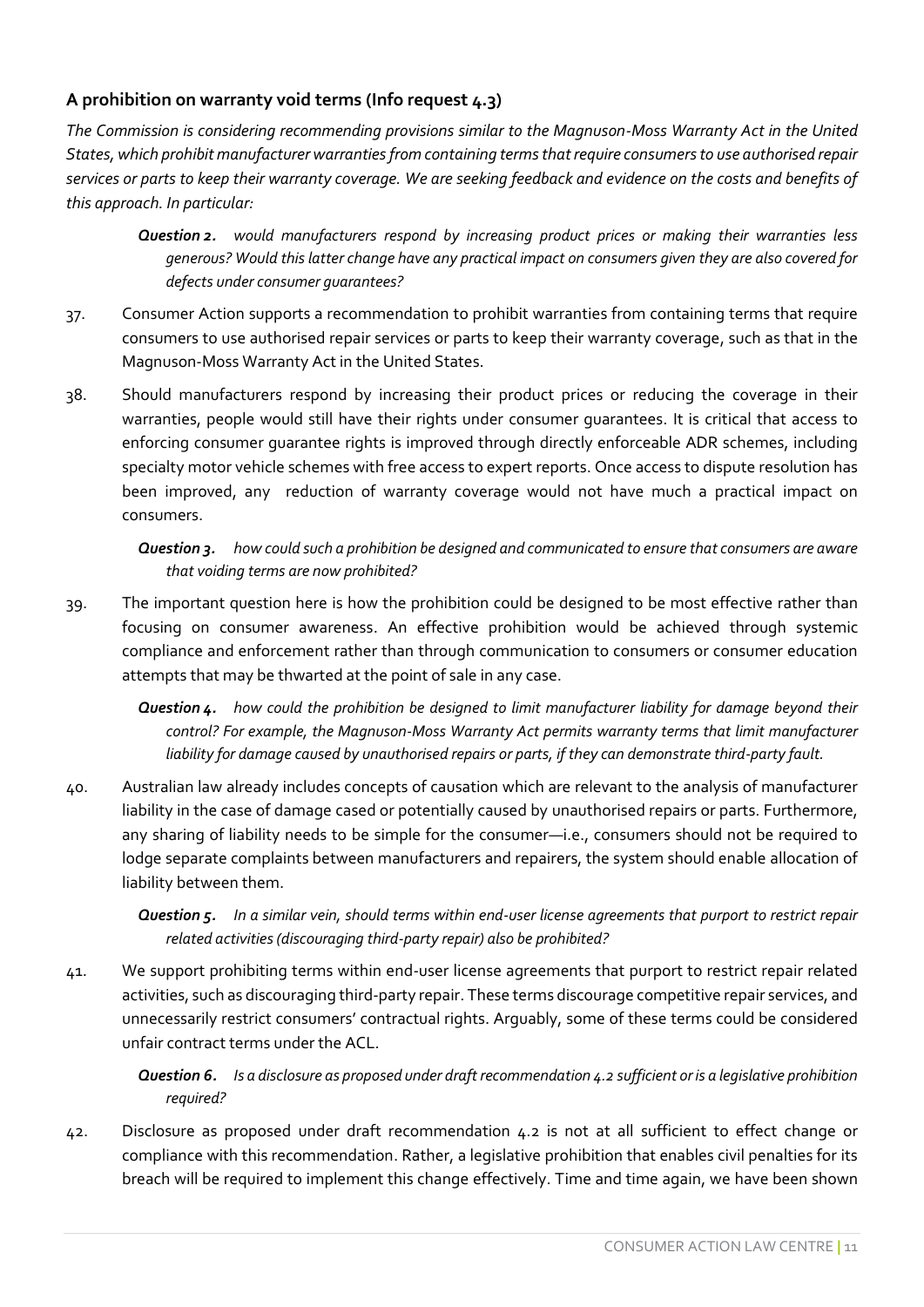### A prohibition on warranty void terms (Info request 4.3)

*The Commission is considering recommending provisions similar to the Magnuson-Moss Warranty Act in the United States, which prohibit manufacturer warranties from containing terms that require consumers to use authorised repair services or parts to keep their warranty coverage. We are seeking feedback and evidence on the costs and benefits of this approach. In particular:*

> ***Question 2.*** *would manufacturers respond by increasing product prices or making their warranties less generous? Would this latter change have any practical impact on consumers given they are also covered for defects under consumer guarantees?*

37. Consumer Action supports a recommendation to prohibit warranties from containing terms that require consumers to use authorised repair services or parts to keep their warranty coverage, such as that in the Magnuson-Moss Warranty Act in the United States.

38. Should manufacturers respond by increasing their product prices or reducing the coverage in their warranties, people would still have their rights under consumer guarantees. It is critical that access to enforcing consumer guarantee rights is improved through directly enforceable ADR schemes, including specialty motor vehicle schemes with free access to expert reports. Once access to dispute resolution has been improved, any reduction of warranty coverage would not have much a practical impact on consumers.

> ***Question 3.*** *how could such a prohibition be designed and communicated to ensure that consumers are aware that voiding terms are now prohibited?*

39. The important question here is how the prohibition could be designed to be most effective rather than focusing on consumer awareness. An effective prohibition would be achieved through systemic compliance and enforcement rather than through communication to consumers or consumer education attempts that may be thwarted at the point of sale in any case.

> ***Question 4.*** *how could the prohibition be designed to limit manufacturer liability for damage beyond their control? For example, the Magnuson-Moss Warranty Act permits warranty terms that limit manufacturer liability for damage caused by unauthorised repairs or parts, if they can demonstrate third-party fault.*

40. Australian law already includes concepts of causation which are relevant to the analysis of manufacturer liability in the case of damage cased or potentially caused by unauthorised repairs or parts. Furthermore, any sharing of liability needs to be simple for the consumer—i.e., consumers should not be required to lodge separate complaints between manufacturers and repairers, the system should enable allocation of liability between them.

> ***Question 5.*** *In a similar vein, should terms within end-user license agreements that purport to restrict repair related activities (discouraging third-party repair) also be prohibited?*

41. We support prohibiting terms within end-user license agreements that purport to restrict repair related activities, such as discouraging third-party repair. These terms discourage competitive repair services, and unnecessarily restrict consumers' contractual rights. Arguably, some of these terms could be considered unfair contract terms under the ACL.

> ***Question 6.*** *Is a disclosure as proposed under draft recommendation 4.2 sufficient or is a legislative prohibition required?*

42. Disclosure as proposed under draft recommendation 4.2 is not at all sufficient to effect change or compliance with this recommendation. Rather, a legislative prohibition that enables civil penalties for its breach will be required to implement this change effectively. Time and time again, we have been shown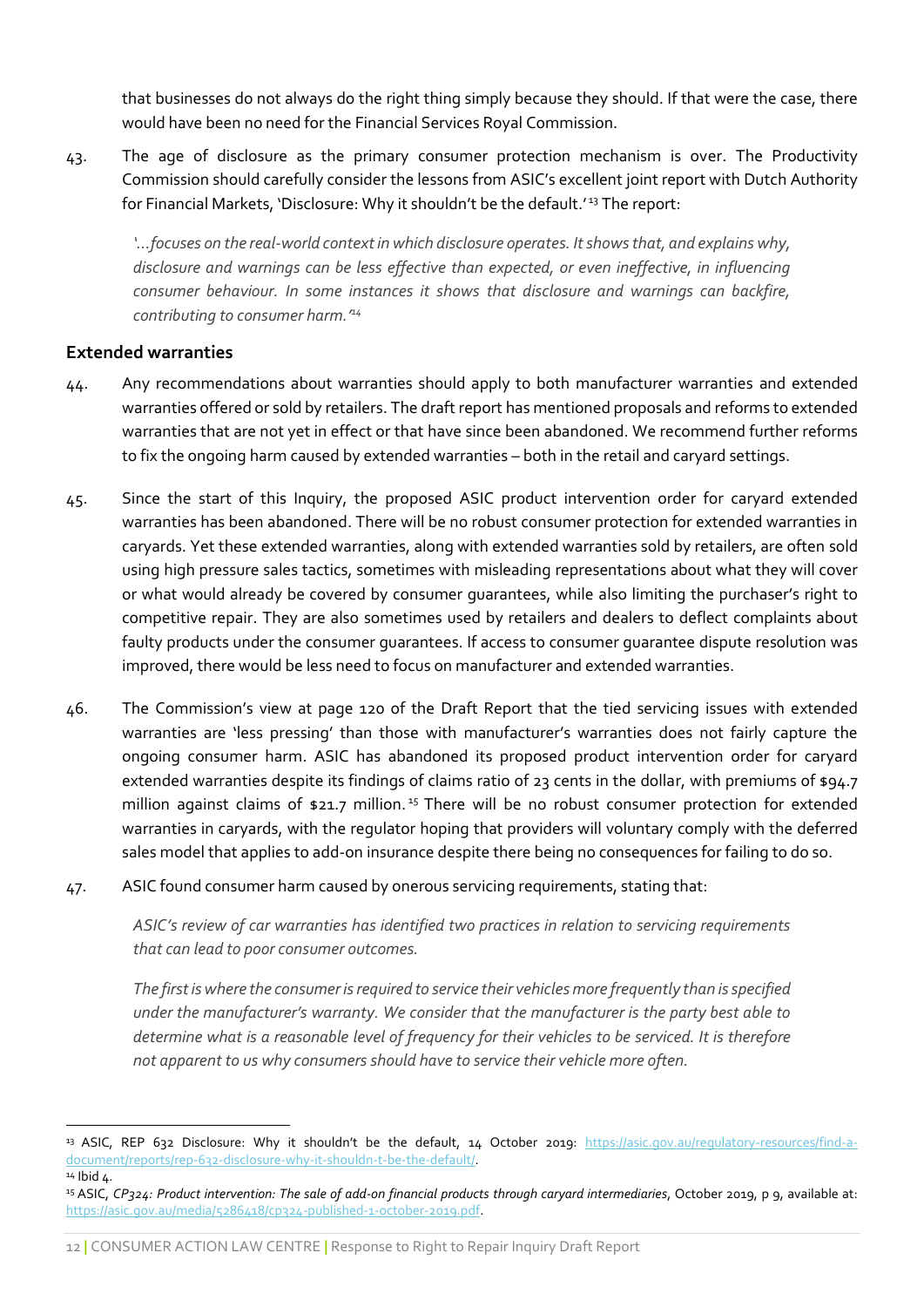that businesses do not always do the right thing simply because they should. If that were the case, there would have been no need for the Financial Services Royal Commission.

43. The age of disclosure as the primary consumer protection mechanism is over. The Productivity Commission should carefully consider the lessons from ASIC's excellent joint report with Dutch Authority for Financial Markets, 'Disclosure: Why it shouldn't be the default.'[13] The report:

> *'…focuses on the real-world context in which disclosure operates. It shows that, and explains why, disclosure and warnings can be less effective than expected, or even ineffective, in influencing consumer behaviour. In some instances it shows that disclosure and warnings can backfire, contributing to consumer harm.'*[14]

### Extended warranties

44. Any recommendations about warranties should apply to both manufacturer warranties and extended warranties offered or sold by retailers. The draft report has mentioned proposals and reforms to extended warranties that are not yet in effect or that have since been abandoned. We recommend further reforms to fix the ongoing harm caused by extended warranties – both in the retail and caryard settings.

45. Since the start of this Inquiry, the proposed ASIC product intervention order for caryard extended warranties has been abandoned. There will be no robust consumer protection for extended warranties in caryards. Yet these extended warranties, along with extended warranties sold by retailers, are often sold using high pressure sales tactics, sometimes with misleading representations about what they will cover or what would already be covered by consumer guarantees, while also limiting the purchaser's right to competitive repair. They are also sometimes used by retailers and dealers to deflect complaints about faulty products under the consumer guarantees. If access to consumer guarantee dispute resolution was improved, there would be less need to focus on manufacturer and extended warranties.

46. The Commission's view at page 120 of the Draft Report that the tied servicing issues with extended warranties are 'less pressing' than those with manufacturer's warranties does not fairly capture the ongoing consumer harm. ASIC has abandoned its proposed product intervention order for caryard extended warranties despite its findings of claims ratio of 23 cents in the dollar, with premiums of $94.7 million against claims of $21.7 million.[15] There will be no robust consumer protection for extended warranties in caryards, with the regulator hoping that providers will voluntary comply with the deferred sales model that applies to add-on insurance despite there being no consequences for failing to do so.

47. ASIC found consumer harm caused by onerous servicing requirements, stating that:

> *ASIC's review of car warranties has identified two practices in relation to servicing requirements that can lead to poor consumer outcomes.*
>
> *The first is where the consumer is required to service their vehicles more frequently than is specified under the manufacturer's warranty. We consider that the manufacturer is the party best able to determine what is a reasonable level of frequency for their vehicles to be serviced. It is therefore not apparent to us why consumers should have to service their vehicle more often.*

---

[13] ASIC, REP 632 Disclosure: Why it shouldn't be the default, 14 October 2019: https://asic.gov.au/regulatory-resources/find-a-document/reports/rep-632-disclosure-why-it-shouldn-t-be-the-default/.

[14] Ibid 4.

[15] ASIC, *CP324: Product intervention: The sale of add-on financial products through caryard intermediaries*, October 2019, p 9, available at: https://asic.gov.au/media/5286418/cp324-published-1-october-2019.pdf.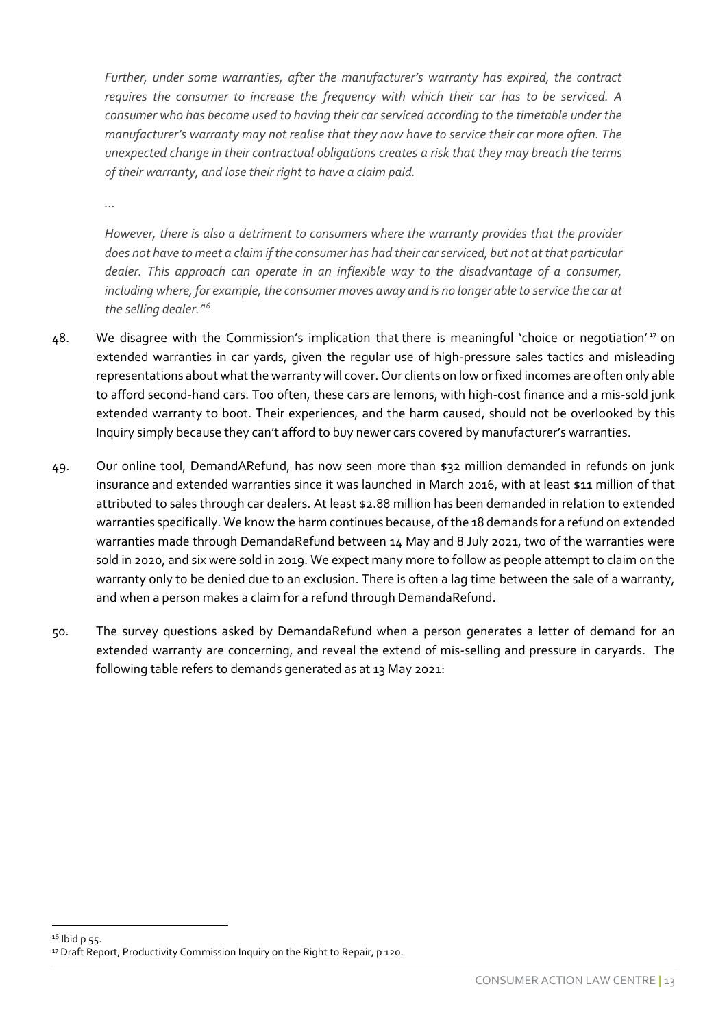*Further, under some warranties, after the manufacturer's warranty has expired, the contract requires the consumer to increase the frequency with which their car has to be serviced. A consumer who has become used to having their car serviced according to the timetable under the manufacturer's warranty may not realise that they now have to service their car more often. The unexpected change in their contractual obligations creates a risk that they may breach the terms of their warranty, and lose their right to have a claim paid.*

*…*

*However, there is also a detriment to consumers where the warranty provides that the provider does not have to meet a claim if the consumer has had their car serviced, but not at that particular dealer. This approach can operate in an inflexible way to the disadvantage of a consumer, including where, for example, the consumer moves away and is no longer able to service the car at the selling dealer."*[16]

48. We disagree with the Commission's implication that there is meaningful 'choice or negotiation'[17] on extended warranties in car yards, given the regular use of high-pressure sales tactics and misleading representations about what the warranty will cover. Our clients on low or fixed incomes are often only able to afford second-hand cars. Too often, these cars are lemons, with high-cost finance and a mis-sold junk extended warranty to boot. Their experiences, and the harm caused, should not be overlooked by this Inquiry simply because they can't afford to buy newer cars covered by manufacturer's warranties.

49. Our online tool, DemandARefund, has now seen more than $32 million demanded in refunds on junk insurance and extended warranties since it was launched in March 2016, with at least $11 million of that attributed to sales through car dealers. At least $2.88 million has been demanded in relation to extended warranties specifically. We know the harm continues because, of the 18 demands for a refund on extended warranties made through DemandaRefund between 14 May and 8 July 2021, two of the warranties were sold in 2020, and six were sold in 2019. We expect many more to follow as people attempt to claim on the warranty only to be denied due to an exclusion. There is often a lag time between the sale of a warranty, and when a person makes a claim for a refund through DemandaRefund.

50. The survey questions asked by DemandaRefund when a person generates a letter of demand for an extended warranty are concerning, and reveal the extend of mis-selling and pressure in caryards. The following table refers to demands generated as at 13 May 2021:

[16] Ibid p 55.

[17] Draft Report, Productivity Commission Inquiry on the Right to Repair, p 120.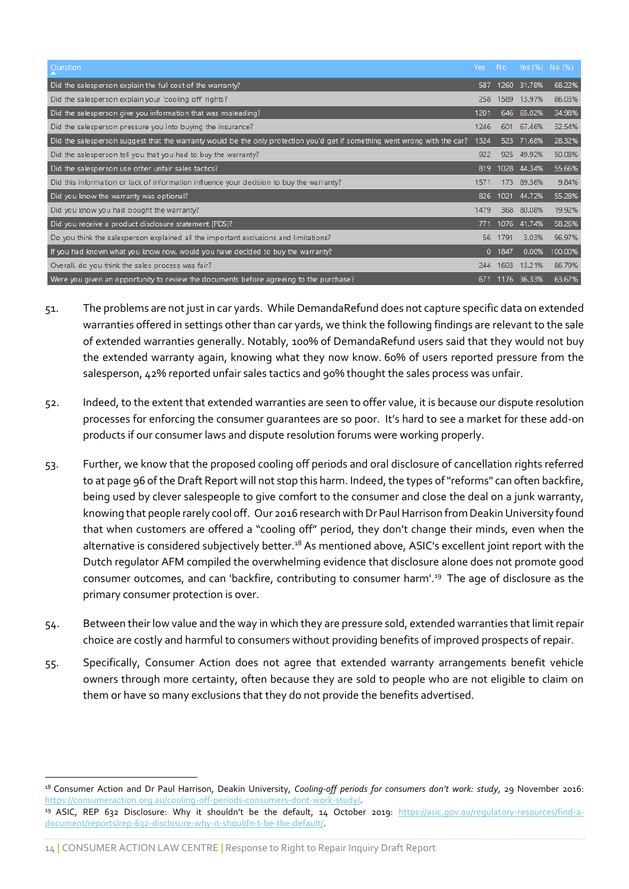| Question | Yes | No | Yes (%) | No (%) |
|---|---|---|---|---|
| Did the salesperson explain the full cost of the warranty? | 587 | 1260 | 31.78% | 68.22% |
| Did the salesperson explain your 'cooling off' rights? | 258 | 1589 | 13.97% | 86.03% |
| Did the salesperson give you information that was misleading? | 1201 | 646 | 65.02% | 34.98% |
| Did the salesperson pressure you into buying the insurance? | 1246 | 601 | 67.46% | 32.54% |
| Did the salesperson suggest that the warranty would be the only protection you'd get if something went wrong with the car? | 1324 | 523 | 71.68% | 28.32% |
| Did the salesperson tell you that you had to buy the warranty? | 922 | 925 | 49.92% | 50.08% |
| Did the salesperson use other unfair sales tactics? | 819 | 1028 | 44.34% | 55.66% |
| Did this information or lack of information influence your decision to buy the warranty? | 1571 | 173 | 89.36% | 9.84% |
| Did you know the warranty was optional? | 826 | 1021 | 44.72% | 55.28% |
| Did you know you had bought the warranty? | 1479 | 368 | 80.08% | 19.92% |
| Did you receive a product disclosure statement (PDS)? | 771 | 1076 | 41.74% | 58.26% |
| Do you think the salesperson explained all the important exclusions and limitations? | 56 | 1791 | 3.03% | 96.97% |
| If you had known what you know now, would you have decided to buy the warranty? | 0 | 1847 | 0.00% | 100.00% |
| Overall, do you think the sales process was fair? | 244 | 1603 | 13.21% | 86.79% |
| Were you given an opportunity to review the documents before agreeing to the purchase? | 671 | 1176 | 36.33% | 63.67% |

51. The problems are not just in car yards. While DemandaRefund does not capture specific data on extended warranties offered in settings other than car yards, we think the following findings are relevant to the sale of extended warranties generally. Notably, 100% of DemandaRefund users said that they would not buy the extended warranty again, knowing what they now know. 60% of users reported pressure from the salesperson, 42% reported unfair sales tactics and 90% thought the sales process was unfair.

52. Indeed, to the extent that extended warranties are seen to offer value, it is because our dispute resolution processes for enforcing the consumer guarantees are so poor. It's hard to see a market for these add-on products if our consumer laws and dispute resolution forums were working properly.

53. Further, we know that the proposed cooling off periods and oral disclosure of cancellation rights referred to at page 96 of the Draft Report will not stop this harm. Indeed, the types of "reforms" can often backfire, being used by clever salespeople to give comfort to the consumer and close the deal on a junk warranty, knowing that people rarely cool off. Our 2016 research with Dr Paul Harrison from Deakin University found that when customers are offered a "cooling off" period, they don't change their minds, even when the alternative is considered subjectively better.[18] As mentioned above, ASIC's excellent joint report with the Dutch regulator AFM compiled the overwhelming evidence that disclosure alone does not promote good consumer outcomes, and can 'backfire, contributing to consumer harm'.[19] The age of disclosure as the primary consumer protection is over.

54. Between their low value and the way in which they are pressure sold, extended warranties that limit repair choice are costly and harmful to consumers without providing benefits of improved prospects of repair.

55. Specifically, Consumer Action does not agree that extended warranty arrangements benefit vehicle owners through more certainty, often because they are sold to people who are not eligible to claim on them or have so many exclusions that they do not provide the benefits advertised.

---

[18] Consumer Action and Dr Paul Harrison, Deakin University, *Cooling-off periods for consumers don't work: study*, 29 November 2016: https://consumeraction.org.au/cooling-off-periods-consumers-dont-work-study/.

[19] ASIC, REP 632 Disclosure: Why it shouldn't be the default, 14 October 2019: https://asic.gov.au/regulatory-resources/find-a-document/reports/rep-632-disclosure-why-it-shouldn-t-be-the-default/.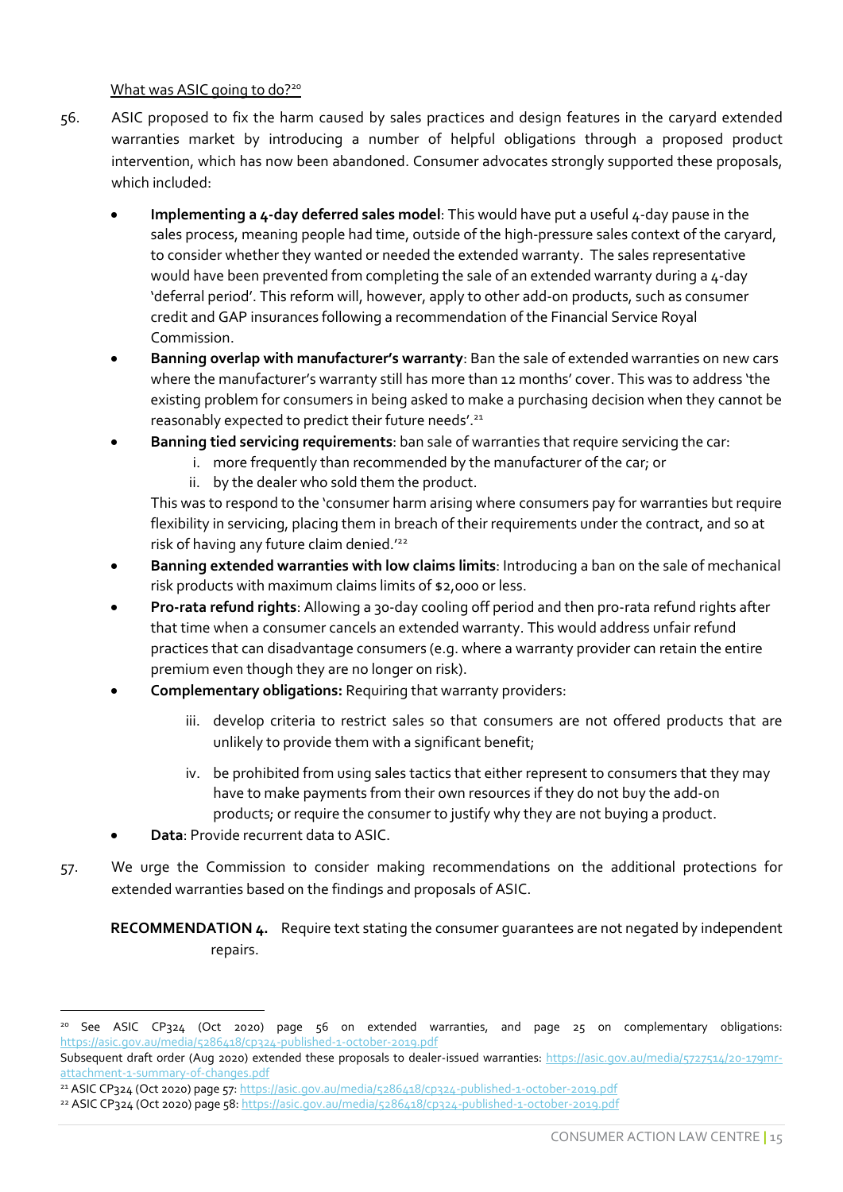What was ASIC going to do?[20]

56. ASIC proposed to fix the harm caused by sales practices and design features in the caryard extended warranties market by introducing a number of helpful obligations through a proposed product intervention, which has now been abandoned. Consumer advocates strongly supported these proposals, which included:

- **Implementing a 4-day deferred sales model**: This would have put a useful 4-day pause in the sales process, meaning people had time, outside of the high-pressure sales context of the caryard, to consider whether they wanted or needed the extended warranty. The sales representative would have been prevented from completing the sale of an extended warranty during a 4-day 'deferral period'. This reform will, however, apply to other add-on products, such as consumer credit and GAP insurances following a recommendation of the Financial Service Royal Commission.
- **Banning overlap with manufacturer's warranty**: Ban the sale of extended warranties on new cars where the manufacturer's warranty still has more than 12 months' cover. This was to address 'the existing problem for consumers in being asked to make a purchasing decision when they cannot be reasonably expected to predict their future needs'.[21]
- **Banning tied servicing requirements**: ban sale of warranties that require servicing the car:
  i. more frequently than recommended by the manufacturer of the car; or
  ii. by the dealer who sold them the product.

  This was to respond to the 'consumer harm arising where consumers pay for warranties but require flexibility in servicing, placing them in breach of their requirements under the contract, and so at risk of having any future claim denied.'[22]
- **Banning extended warranties with low claims limits**: Introducing a ban on the sale of mechanical risk products with maximum claims limits of $2,000 or less.
- **Pro-rata refund rights**: Allowing a 30-day cooling off period and then pro-rata refund rights after that time when a consumer cancels an extended warranty. This would address unfair refund practices that can disadvantage consumers (e.g. where a warranty provider can retain the entire premium even though they are no longer on risk).
- **Complementary obligations:** Requiring that warranty providers:

  iii. develop criteria to restrict sales so that consumers are not offered products that are unlikely to provide them with a significant benefit;

  iv. be prohibited from using sales tactics that either represent to consumers that they may have to make payments from their own resources if they do not buy the add-on products; or require the consumer to justify why they are not buying a product.
- **Data**: Provide recurrent data to ASIC.

57. We urge the Commission to consider making recommendations on the additional protections for extended warranties based on the findings and proposals of ASIC.

**RECOMMENDATION 4.** Require text stating the consumer guarantees are not negated by independent repairs.

---

[20] See ASIC CP324 (Oct 2020) page 56 on extended warranties, and page 25 on complementary obligations: https://asic.gov.au/media/5286418/cp324-published-1-october-2019.pdf
Subsequent draft order (Aug 2020) extended these proposals to dealer-issued warranties: https://asic.gov.au/media/5727514/20-179mr-attachment-1-summary-of-changes.pdf

[21] ASIC CP324 (Oct 2020) page 57: https://asic.gov.au/media/5286418/cp324-published-1-october-2019.pdf

[22] ASIC CP324 (Oct 2020) page 58: https://asic.gov.au/media/5286418/cp324-published-1-october-2019.pdf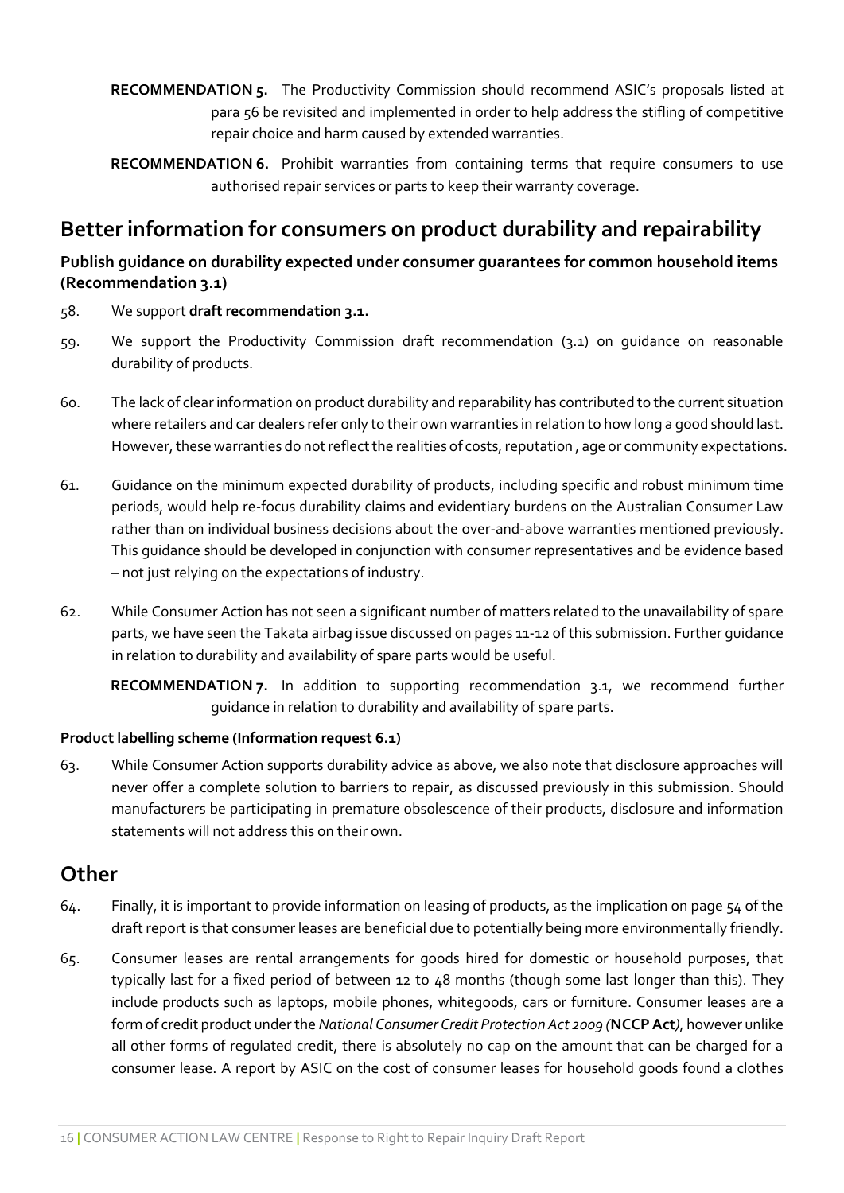**RECOMMENDATION 5.** The Productivity Commission should recommend ASIC's proposals listed at para 56 be revisited and implemented in order to help address the stifling of competitive repair choice and harm caused by extended warranties.

**RECOMMENDATION 6.** Prohibit warranties from containing terms that require consumers to use authorised repair services or parts to keep their warranty coverage.

## Better information for consumers on product durability and repairability

### Publish guidance on durability expected under consumer guarantees for common household items (Recommendation 3.1)

58. We support **draft recommendation 3.1.**

59. We support the Productivity Commission draft recommendation (3.1) on guidance on reasonable durability of products.

60. The lack of clear information on product durability and reparability has contributed to the current situation where retailers and car dealers refer only to their own warranties in relation to how long a good should last. However, these warranties do not reflect the realities of costs, reputation , age or community expectations.

61. Guidance on the minimum expected durability of products, including specific and robust minimum time periods, would help re-focus durability claims and evidentiary burdens on the Australian Consumer Law rather than on individual business decisions about the over-and-above warranties mentioned previously. This guidance should be developed in conjunction with consumer representatives and be evidence based – not just relying on the expectations of industry.

62. While Consumer Action has not seen a significant number of matters related to the unavailability of spare parts, we have seen the Takata airbag issue discussed on pages 11-12 of this submission. Further guidance in relation to durability and availability of spare parts would be useful.

**RECOMMENDATION 7.** In addition to supporting recommendation 3.1, we recommend further guidance in relation to durability and availability of spare parts.

### Product labelling scheme (Information request 6.1)

63. While Consumer Action supports durability advice as above, we also note that disclosure approaches will never offer a complete solution to barriers to repair, as discussed previously in this submission. Should manufacturers be participating in premature obsolescence of their products, disclosure and information statements will not address this on their own.

## Other

64. Finally, it is important to provide information on leasing of products, as the implication on page 54 of the draft report is that consumer leases are beneficial due to potentially being more environmentally friendly.

65. Consumer leases are rental arrangements for goods hired for domestic or household purposes, that typically last for a fixed period of between 12 to 48 months (though some last longer than this). They include products such as laptops, mobile phones, whitegoods, cars or furniture. Consumer leases are a form of credit product under the *National Consumer Credit Protection Act 2009 (***NCCP Act***)*, however unlike all other forms of regulated credit, there is absolutely no cap on the amount that can be charged for a consumer lease. A report by ASIC on the cost of consumer leases for household goods found a clothes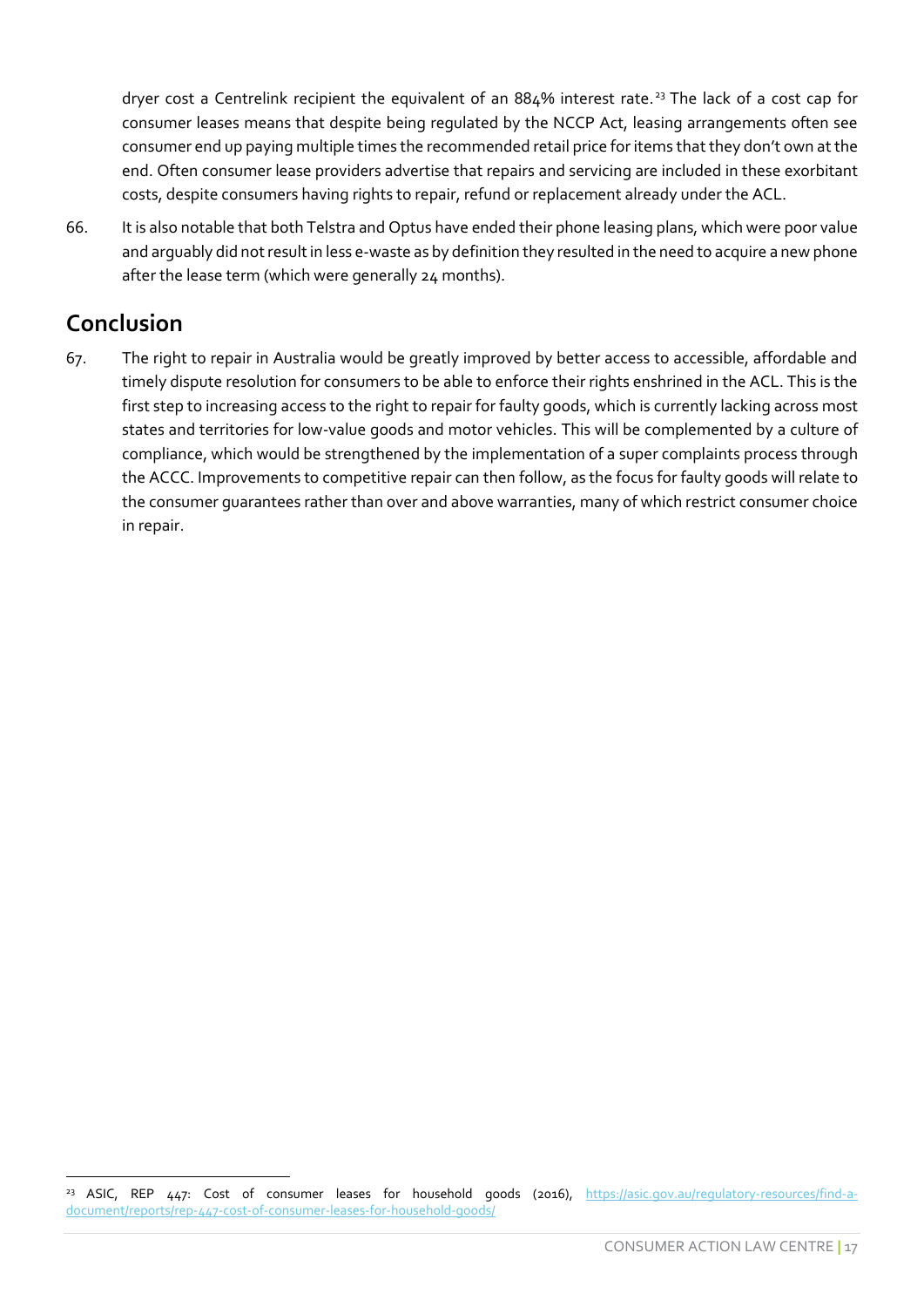dryer cost a Centrelink recipient the equivalent of an 884% interest rate.[23] The lack of a cost cap for consumer leases means that despite being regulated by the NCCP Act, leasing arrangements often see consumer end up paying multiple times the recommended retail price for items that they don't own at the end. Often consumer lease providers advertise that repairs and servicing are included in these exorbitant costs, despite consumers having rights to repair, refund or replacement already under the ACL.

66. It is also notable that both Telstra and Optus have ended their phone leasing plans, which were poor value and arguably did not result in less e-waste as by definition they resulted in the need to acquire a new phone after the lease term (which were generally 24 months).

## Conclusion

67. The right to repair in Australia would be greatly improved by better access to accessible, affordable and timely dispute resolution for consumers to be able to enforce their rights enshrined in the ACL. This is the first step to increasing access to the right to repair for faulty goods, which is currently lacking across most states and territories for low-value goods and motor vehicles. This will be complemented by a culture of compliance, which would be strengthened by the implementation of a super complaints process through the ACCC. Improvements to competitive repair can then follow, as the focus for faulty goods will relate to the consumer guarantees rather than over and above warranties, many of which restrict consumer choice in repair.

---

[23] ASIC, REP 447: Cost of consumer leases for household goods (2016), https://asic.gov.au/regulatory-resources/find-a-document/reports/rep-447-cost-of-consumer-leases-for-household-goods/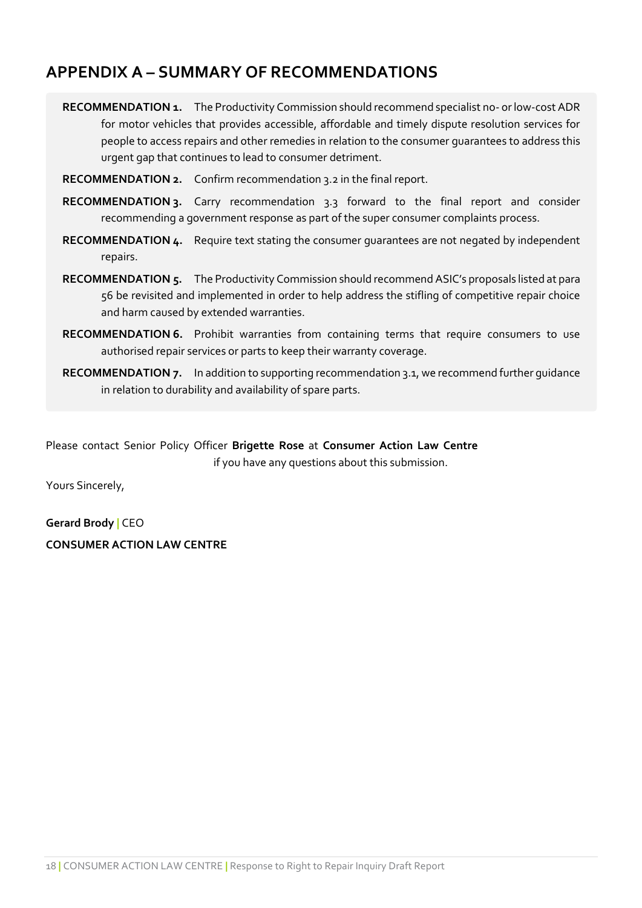## APPENDIX A – SUMMARY OF RECOMMENDATIONS

**RECOMMENDATION 1.** The Productivity Commission should recommend specialist no- or low-cost ADR for motor vehicles that provides accessible, affordable and timely dispute resolution services for people to access repairs and other remedies in relation to the consumer guarantees to address this urgent gap that continues to lead to consumer detriment.

**RECOMMENDATION 2.** Confirm recommendation 3.2 in the final report.

**RECOMMENDATION 3.** Carry recommendation 3.3 forward to the final report and consider recommending a government response as part of the super consumer complaints process.

**RECOMMENDATION 4.** Require text stating the consumer guarantees are not negated by independent repairs.

**RECOMMENDATION 5.** The Productivity Commission should recommend ASIC's proposals listed at para 56 be revisited and implemented in order to help address the stifling of competitive repair choice and harm caused by extended warranties.

**RECOMMENDATION 6.** Prohibit warranties from containing terms that require consumers to use authorised repair services or parts to keep their warranty coverage.

**RECOMMENDATION 7.** In addition to supporting recommendation 3.1, we recommend further guidance in relation to durability and availability of spare parts.

Please contact Senior Policy Officer **Brigette Rose** at **Consumer Action Law Centre** if you have any questions about this submission.

Yours Sincerely,

**Gerard Brody** | CEO

**CONSUMER ACTION LAW CENTRE**